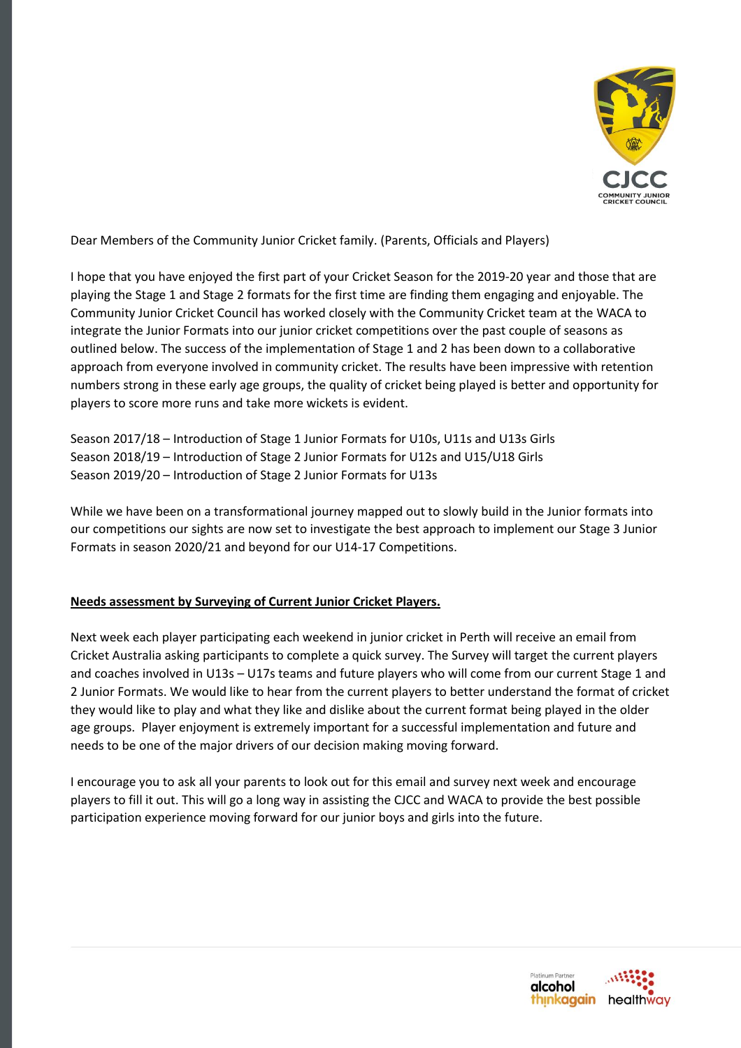Dear Members of the Community Junior Cricket family. (Parents, Officials and Players)

I hope that you have enjoyed the first part of your Cricket Season for the 2019-20 year and those that are playing the Stage 1 and Stage 2 formats for the first time are finding them engaging and enjoyable. The Community Junior Cricket Council has worked closely with the Community Cricket team at the WACA to integrate the Junior Formats into our junior cricket competitions over the past couple of seasons as outlined below. The success of the implementation of Stage 1 and 2 has been down to a collaborative approach from everyone involved in community cricket. The results have been impressive with retention numbers strong in these early age groups, the quality of cricket being played is better and opportunity for players to score more runs and take more wickets is evident.

Season 2017/18 – Introduction of Stage 1 Junior Formats for U10s, U11s and U13s Girls
Season 2018/19 – Introduction of Stage 2 Junior Formats for U12s and U15/U18 Girls
Season 2019/20 – Introduction of Stage 2 Junior Formats for U13s

While we have been on a transformational journey mapped out to slowly build in the Junior formats into our competitions our sights are now set to investigate the best approach to implement our Stage 3 Junior Formats in season 2020/21 and beyond for our U14-17 Competitions.

**Needs assessment by Surveying of Current Junior Cricket Players.**

Next week each player participating each weekend in junior cricket in Perth will receive an email from Cricket Australia asking participants to complete a quick survey. The Survey will target the current players and coaches involved in U13s – U17s teams and future players who will come from our current Stage 1 and 2 Junior Formats. We would like to hear from the current players to better understand the format of cricket they would like to play and what they like and dislike about the current format being played in the older age groups. Player enjoyment is extremely important for a successful implementation and future and needs to be one of the major drivers of our decision making moving forward.

I encourage you to ask all your parents to look out for this email and survey next week and encourage players to fill it out. This will go a long way in assisting the CJCC and WACA to provide the best possible participation experience moving forward for our junior boys and girls into the future.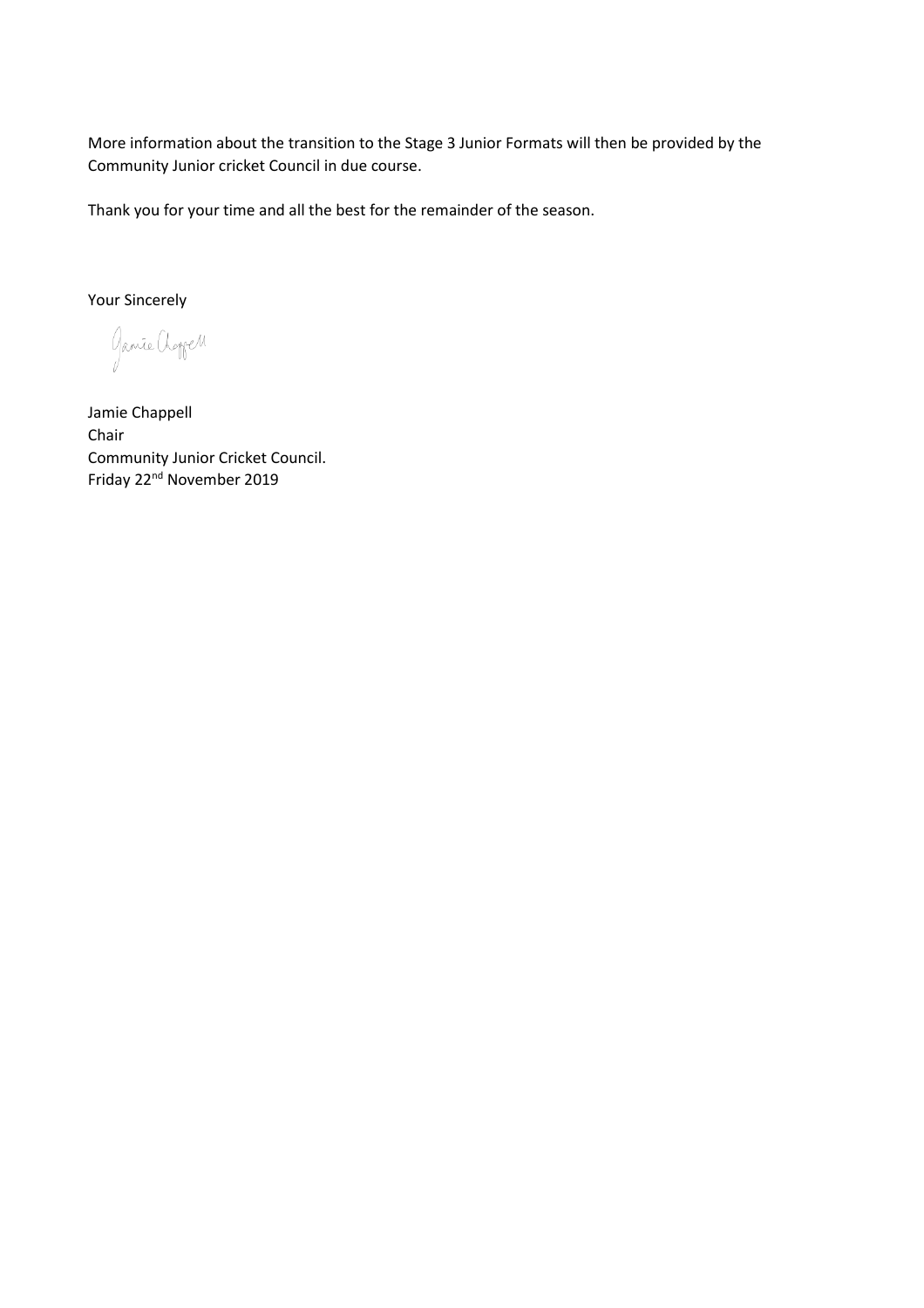More information about the transition to the Stage 3 Junior Formats will then be provided by the Community Junior cricket Council in due course.

Thank you for your time and all the best for the remainder of the season.

Your Sincerely

Jamie Chappell

Jamie Chappell
Chair
Community Junior Cricket Council.
Friday 22nd November 2019